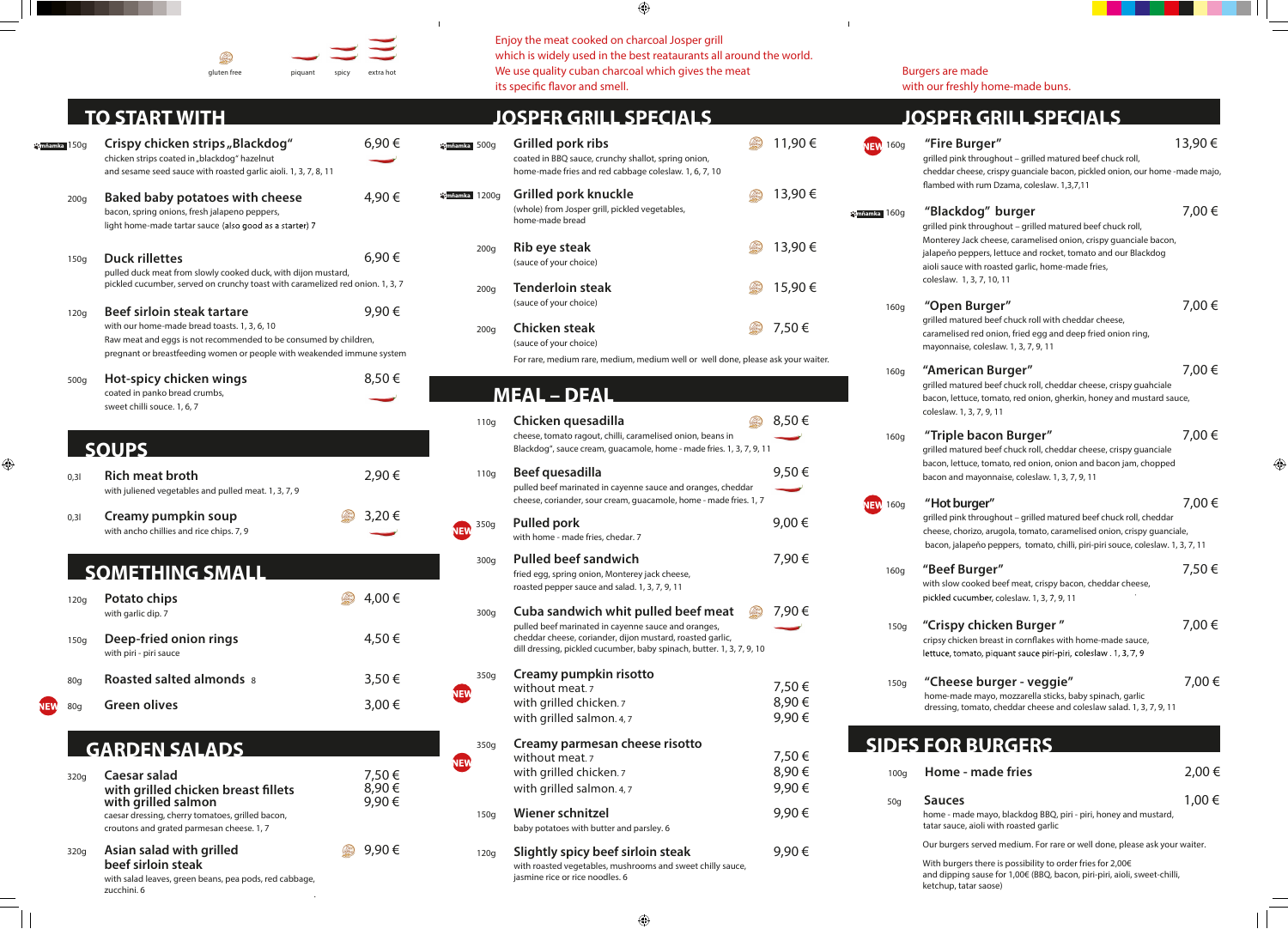gluten free · piquant · spicy · extra hot

Enjoy the meat cooked on charcoal Josper grill which is widely used in the best reataurants all around the world. We use quality cuban charcoal which gives the meat its specific flavor and smell.

Burgers are made with our freshly home-made buns.

## TO START WITH

**mňamka** 150g **Crispy chicken strips „Blackdog"** 6,90 €
chicken strips coated in „blackdog" hazelnut and sesame seed sauce with roasted garlic aioli. 1, 3, 7, 8, 11

200g **Baked baby potatoes with cheese** 4,90 €
bacon, spring onions, fresh jalapeno peppers, light home-made tartar sauce (also good as a starter) 7

150g **Duck rillettes** 6,90 €
pulled duck meat from slowly cooked duck, with dijon mustard, pickled cucumber, served on crunchy toast with caramelized red onion. 1, 3, 7

120g **Beef sirloin steak tartare** 9,90 €
with our home-made bread toasts. 1, 3, 6, 10
Raw meat and eggs is not recommended to be consumed by children, pregnant or breastfeeding women or people with weakended immune system

500g **Hot-spicy chicken wings** 8,50 €
coated in panko bread crumbs, sweet chilli souce. 1, 6, 7

## SOUPS

0,3l **Rich meat broth** 2,90 €
with julliened vegetables and pulled meat. 1, 3, 7, 9

0,3l **Creamy pumpkin soup** 3,20 €
with ancho chillies and rice chips. 7, 9

## SOMETHING SMALL

120g **Potato chips** 4,00 €
with garlic dip. 7

150g **Deep-fried onion rings** 4,50 €
with piri - piri sauce

80g **Roasted salted almonds** 8 3,50 €

NEW 80g **Green olives** 3,00 €

## GARDEN SALADS

320g **Caesar salad** 7,50 €
**with grilled chicken breast fillets** 8,90 €
**with grilled salmon** 9,90 €
caesar dressing, cherry tomatoes, grilled bacon, croutons and grated parmesan cheese. 1, 7

320g **Asian salad with grilled beef sirloin steak** 9,90 €
with salad leaves, green beans, pea pods, red cabbage, zucchini. 6

## JOSPER GRILL SPECIALS

**mňamka** 500g **Grilled pork ribs** 11,90 €
coated in BBQ sauce, crunchy shallot, spring onion, home-made fries and red cabbage coleslaw. 1, 6, 7, 10

**mňamka** 1200g **Grilled pork knuckle** 13,90 €
(whole) from Josper grill, pickled vegetables, home-made bread

200g **Rib eye steak** 13,90 €
(sauce of your choice)

200g **Tenderloin steak** 15,90 €
(sauce of your choice)

200g **Chicken steak** 7,50 €
(sauce of your choice)

For rare, medium rare, medium, medium well or well done, please ask your waiter.

## MEAL – DEAL

110g **Chicken quesadilla** 8,50 €
cheese, tomato ragout, chilli, caramelised onion, beans in Blackdog", sauce cream, guacamole, home - made fries. 1, 3, 7, 9, 11

110g **Beef quesadilla** 9,50 €
pulled beef marinated in cayenne sauce and oranges, cheddar cheese, coriander, sour cream, guacamole, home - made fries. 1, 7

NEW 350g **Pulled pork** 9,00 €
with home - made fries, chedar. 7

300g **Pulled beef sandwich** 7,90 €
fried egg, spring onion, Monterey jack cheese, roasted pepper sauce and salad. 1, 3, 7, 9, 11

300g **Cuba sandwich whit pulled beef meat** 7,90 €
pulled beef marinated in cayenne sauce and oranges, cheddar cheese, coriander, dijon mustard, roasted garlic, dill dressing, pickled cucumber, baby spinach, butter. 1, 3, 7, 9, 10

NEW 350g **Creamy pumpkin risotto**
without meat. 7 — 7,50 €
with grilled chicken. 7 — 8,90 €
with grilled salmon. 4, 7 — 9,90 €

NEW 350g **Creamy parmesan cheese risotto**
without meat. 7 — 7,50 €
with grilled chicken. 7 — 8,90 €
with grilled salmon. 4, 7 — 9,90 €

150g **Wiener schnitzel** 9,90 €
baby potatoes with butter and parsley. 6

120g **Slightly spicy beef sirloin steak** 9,90 €
with roasted vegetables, mushrooms and sweet chilly sauce, jasmine rice or rice noodles. 6

## JOSPER GRILL SPECIALS

NEW 160g **"Fire Burger"** 13,90 €
grilled pink throughout – grilled matured beef chuck roll, cheddar cheese, crispy guanciale bacon, pickled onion, our home -made majo, flambed with rum Dzama, coleslaw. 1,3,7,11

**mňamka** 160g **"Blackdog" burger** 7,00 €
grilled pink throughout – grilled matured beef chuck roll, Monterey Jack cheese, caramelised onion, crispy guanciale bacon, jalapeño peppers, lettuce and rocket, tomato and our Blackdog aioli sauce with roasted garlic, home-made fries, coleslaw. 1, 3, 7, 10, 11

160g **"Open Burger"** 7,00 €
grilled matured beef chuck roll with cheddar cheese, caramelised red onion, fried egg and deep fried onion ring, mayonnaise, coleslaw. 1, 3, 7, 9, 11

160g **"American Burger"** 7,00 €
grilled matured beef chuck roll, cheddar cheese, crispy guahciale bacon, lettuce, tomato, red onion, gherkin, honey and mustard sauce, coleslaw. 1, 3, 7, 9, 11

160g **"Triple bacon Burger"** 7,00 €
grilled matured beef chuck roll, cheddar cheese, crispy guanciale bacon, lettuce, tomato, red onion, onion and bacon jam, chopped bacon and mayonnaise, coleslaw. 1, 3, 7, 9, 11

NEW 160g **"Hot burger"** 7,00 €
grilled pink throughout – grilled matured beef chuck roll, cheddar cheese, chorizo, arugola, tomato, caramelised onion, crispy guanciale, bacon, jalapeño peppers, tomato, chilli, piri-piri souce, coleslaw. 1, 3, 7, 11

160g **"Beef Burger"** 7,50 €
with slow cooked beef meat, crispy bacon, cheddar cheese, pickled cucumber, coleslaw. 1, 3, 7, 9, 11

150g **"Crispy chicken Burger "** 7,00 €
cripsy chicken breast in cornflakes with home-made sauce, lettuce, tomato, piquant sauce piri-piri, coleslaw . 1, 3, 7, 9

150g **"Cheese burger - veggie"** 7,00 €
home-made mayo, mozzarella sticks, baby spinach, garlic dressing, tomato, cheddar cheese and coleslaw salad. 1, 3, 7, 9, 11

## SIDES FOR BURGERS

100g **Home - made fries** 2,00 €

50g **Sauces** 1,00 €
home - made mayo, blackdog BBQ, piri - piri, honey and mustard, tatar sauce, aioli with roasted garlic

Our burgers served medium. For rare or well done, please ask your waiter.

With burgers there is possibility to order fries for 2,00€ and dipping sause for 1,00€ (BBQ, bacon, piri-piri, aioli, sweet-chilli, ketchup, tatar saose)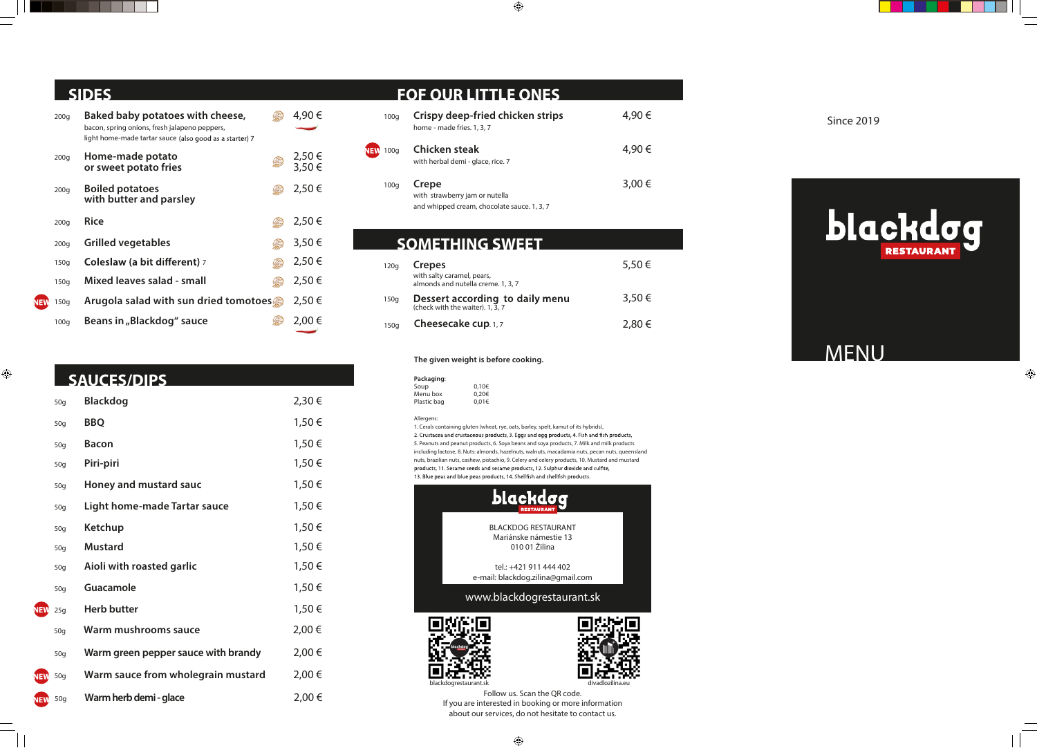## SIDES

| | | |
|---|---|---|
| 200g | **Baked baby potatoes with cheese,** bacon, spring onions, fresh jalapeno peppers, light home-made tartar sauce (also good as a starter) 7 | 4,90 € |
| 200g | **Home-made potato or sweet potato fries** | 2,50 € / 3,50 € |
| 200g | **Boiled potatoes with butter and parsley** | 2,50 € |
| 200g | **Rice** | 2,50 € |
| 200g | **Grilled vegetables** | 3,50 € |
| 150g | **Coleslaw (a bit different)** 7 | 2,50 € |
| 150g | **Mixed leaves salad - small** | 2,50 € |
| NEW 150g | **Arugola salad with sun dried tomotoes** | 2,50 € |
| 100g | **Beans in „Blackdog" sauce** | 2,00 € |

## SAUCES/DIPS

| | | |
|---|---|---|
| 50g | **Blackdog** | 2,30 € |
| 50g | **BBQ** | 1,50 € |
| 50g | **Bacon** | 1,50 € |
| 50g | **Piri-piri** | 1,50 € |
| 50g | **Honey and mustard sauc** | 1,50 € |
| 50g | **Light home-made Tartar sauce** | 1,50 € |
| 50g | **Ketchup** | 1,50 € |
| 50g | **Mustard** | 1,50 € |
| 50g | **Aioli with roasted garlic** | 1,50 € |
| 50g | **Guacamole** | 1,50 € |
| NEW 25g | **Herb butter** | 1,50 € |
| 50g | **Warm mushrooms sauce** | 2,00 € |
| 50g | **Warm green pepper sauce with brandy** | 2,00 € |
| NEW 50g | **Warm sauce from wholegrain mustard** | 2,00 € |
| NEW 50g | **Warm herb demi - glace** | 2,00 € |

## FOF OUR LITTLE ONES

| | | |
|---|---|---|
| 100g | **Crispy deep-fried chicken strips** home - made fries. 1, 3, 7 | 4,90 € |
| NEW 100g | **Chicken steak** with herbal demi - glace, rice. 7 | 4,90 € |
| 100g | **Crepe** with strawberry jam or nutella and whipped cream, chocolate sauce. 1, 3, 7 | 3,00 € |

## SOMETHING SWEET

| | | |
|---|---|---|
| 120g | **Crepes** with salty caramel, pears, almonds and nutella creme. 1, 3, 7 | 5,50 € |
| 150g | **Dessert according to daily menu** (check with the waiter). 1, 3, 7 | 3,50 € |
| 150g | **Cheesecake cup**. 1, 7 | 2,80 € |

**The given weight is before cooking.**

**Packaging:**

| | |
|---|---|
| Soup | 0,10€ |
| Menu box | 0,20€ |
| Plastic bag | 0,01€ |

Allergens:
1. Cerals containing gluten (wheat, rye, oats, barley, spelt, kamut of its hybrids), 2. Crustacea and crustaceous products, 3. Eggs and egg products, 4. Fish and fish products, 5. Peanuts and peanut products, 6. Soya beans and soya products, 7. Milk and milk products including lactose, 8. Nuts: almonds, hazelnuts, walnuts, macadamia nuts, pecan nuts, queensland nuts, brazilian nuts, cashew, pistachio, 9. Celery and celery products, 10. Mustard and mustard products, 11. Sesame seeds and sesame products, 12. Sulphur dioxide and sulfite, 13. Blue peas and blue peas products, 14. Shellfish and shellfish products.

blackdog RESTAURANT

BLACKDOG RESTAURANT
Mariánske námestie 13
010 01 Žilina

tel.: +421 911 444 402
e-mail: blackdog.zilina@gmail.com

www.blackdogrestaurant.sk

blackdogrestaurant.sk
divadlozilina.eu

Follow us. Scan the QR code.
If you are interested in booking or more information about our services, do not hesitate to contact us.

Since 2019

blackdog RESTAURANT

MENU